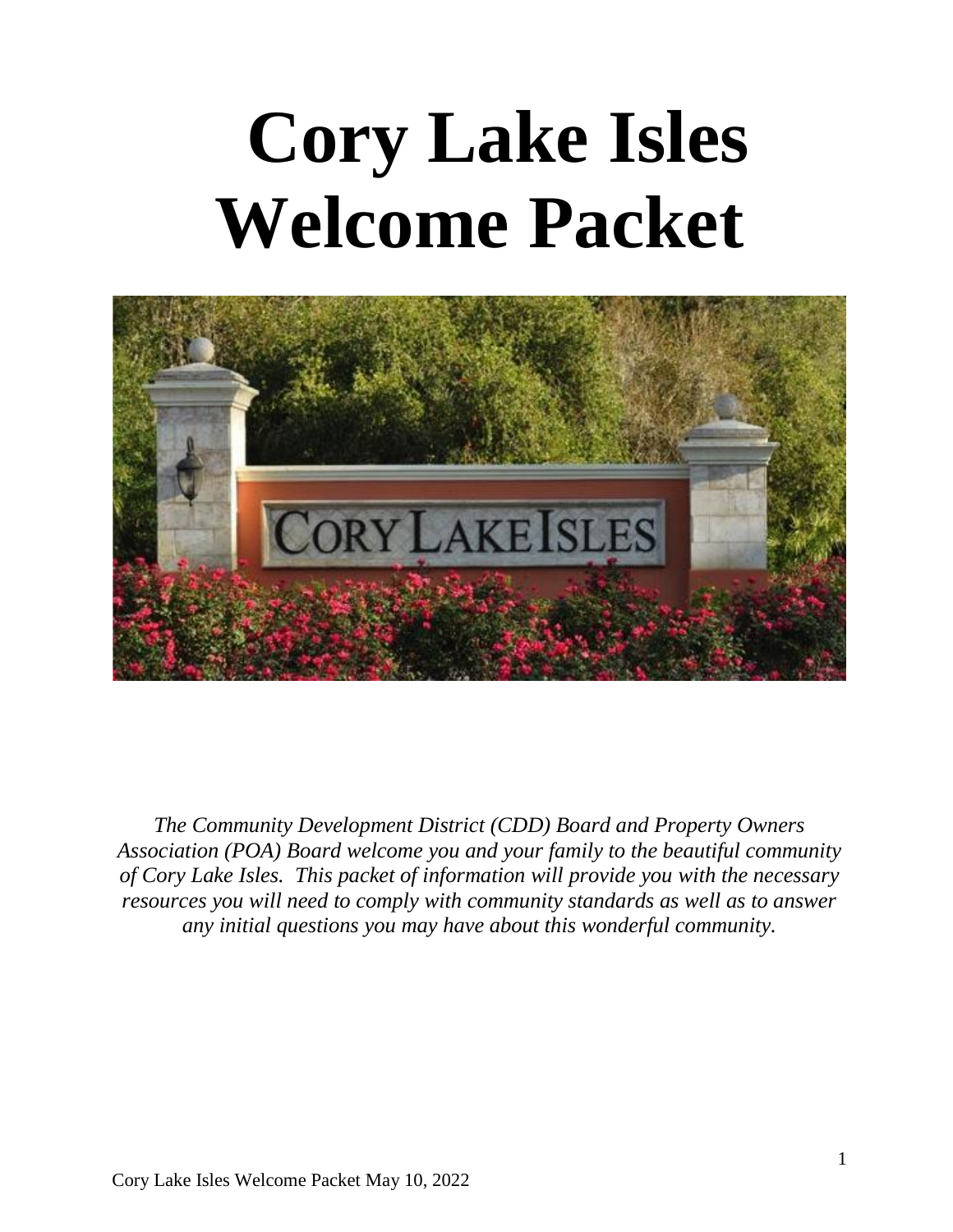# Cory Lake Isles Welcome Packet

*The Community Development District (CDD) Board and Property Owners Association (POA) Board welcome you and your family to the beautiful community of Cory Lake Isles. This packet of information will provide you with the necessary resources you will need to comply with community standards as well as to answer any initial questions you may have about this wonderful community.*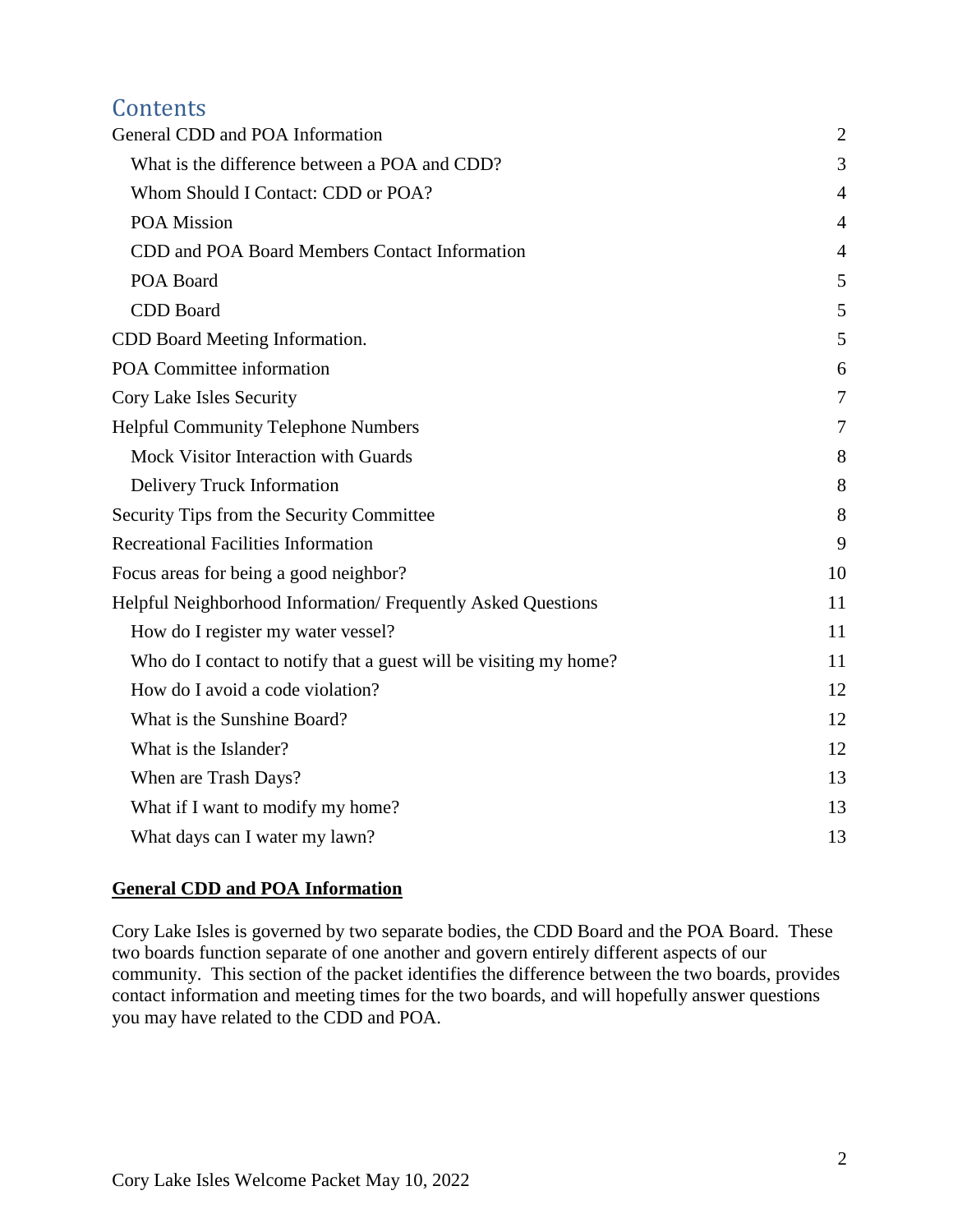# Contents

| | |
|---|---|
| General CDD and POA Information | 2 |
| What is the difference between a POA and CDD? | 3 |
| Whom Should I Contact: CDD or POA? | 4 |
| POA Mission | 4 |
| CDD and POA Board Members Contact Information | 4 |
| POA Board | 5 |
| CDD Board | 5 |
| CDD Board Meeting Information. | 5 |
| POA Committee information | 6 |
| Cory Lake Isles Security | 7 |
| Helpful Community Telephone Numbers | 7 |
| Mock Visitor Interaction with Guards | 8 |
| Delivery Truck Information | 8 |
| Security Tips from the Security Committee | 8 |
| Recreational Facilities Information | 9 |
| Focus areas for being a good neighbor? | 10 |
| Helpful Neighborhood Information/ Frequently Asked Questions | 11 |
| How do I register my water vessel? | 11 |
| Who do I contact to notify that a guest will be visiting my home? | 11 |
| How do I avoid a code violation? | 12 |
| What is the Sunshine Board? | 12 |
| What is the Islander? | 12 |
| When are Trash Days? | 13 |
| What if I want to modify my home? | 13 |
| What days can I water my lawn? | 13 |

## General CDD and POA Information

Cory Lake Isles is governed by two separate bodies, the CDD Board and the POA Board. These two boards function separate of one another and govern entirely different aspects of our community. This section of the packet identifies the difference between the two boards, provides contact information and meeting times for the two boards, and will hopefully answer questions you may have related to the CDD and POA.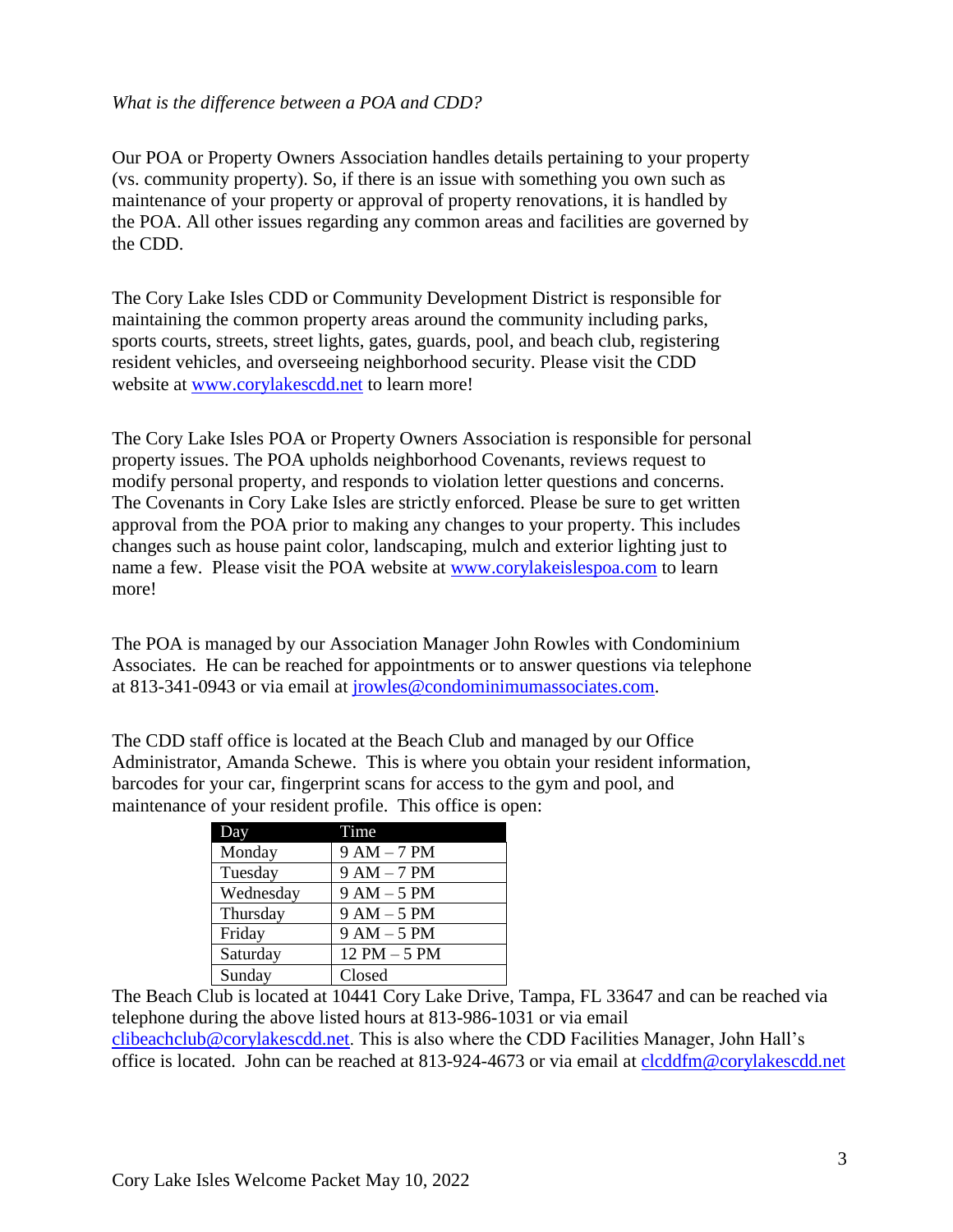*What is the difference between a POA and CDD?*

Our POA or Property Owners Association handles details pertaining to your property (vs. community property). So, if there is an issue with something you own such as maintenance of your property or approval of property renovations, it is handled by the POA. All other issues regarding any common areas and facilities are governed by the CDD.

The Cory Lake Isles CDD or Community Development District is responsible for maintaining the common property areas around the community including parks, sports courts, streets, street lights, gates, guards, pool, and beach club, registering resident vehicles, and overseeing neighborhood security. Please visit the CDD website at www.corylakescdd.net to learn more!

The Cory Lake Isles POA or Property Owners Association is responsible for personal property issues. The POA upholds neighborhood Covenants, reviews request to modify personal property, and responds to violation letter questions and concerns. The Covenants in Cory Lake Isles are strictly enforced. Please be sure to get written approval from the POA prior to making any changes to your property. This includes changes such as house paint color, landscaping, mulch and exterior lighting just to name a few. Please visit the POA website at www.corylakeislespoa.com to learn more!

The POA is managed by our Association Manager John Rowles with Condominium Associates. He can be reached for appointments or to answer questions via telephone at 813-341-0943 or via email at jrowles@condominimumassociates.com.

The CDD staff office is located at the Beach Club and managed by our Office Administrator, Amanda Schewe. This is where you obtain your resident information, barcodes for your car, fingerprint scans for access to the gym and pool, and maintenance of your resident profile. This office is open:

| Day | Time |
|---|---|
| Monday | 9 AM – 7 PM |
| Tuesday | 9 AM – 7 PM |
| Wednesday | 9 AM – 5 PM |
| Thursday | 9 AM – 5 PM |
| Friday | 9 AM – 5 PM |
| Saturday | 12 PM – 5 PM |
| Sunday | Closed |

The Beach Club is located at 10441 Cory Lake Drive, Tampa, FL 33647 and can be reached via telephone during the above listed hours at 813-986-1031 or via email clibeachclub@corylakescdd.net. This is also where the CDD Facilities Manager, John Hall's office is located. John can be reached at 813-924-4673 or via email at clcddfm@corylakescdd.net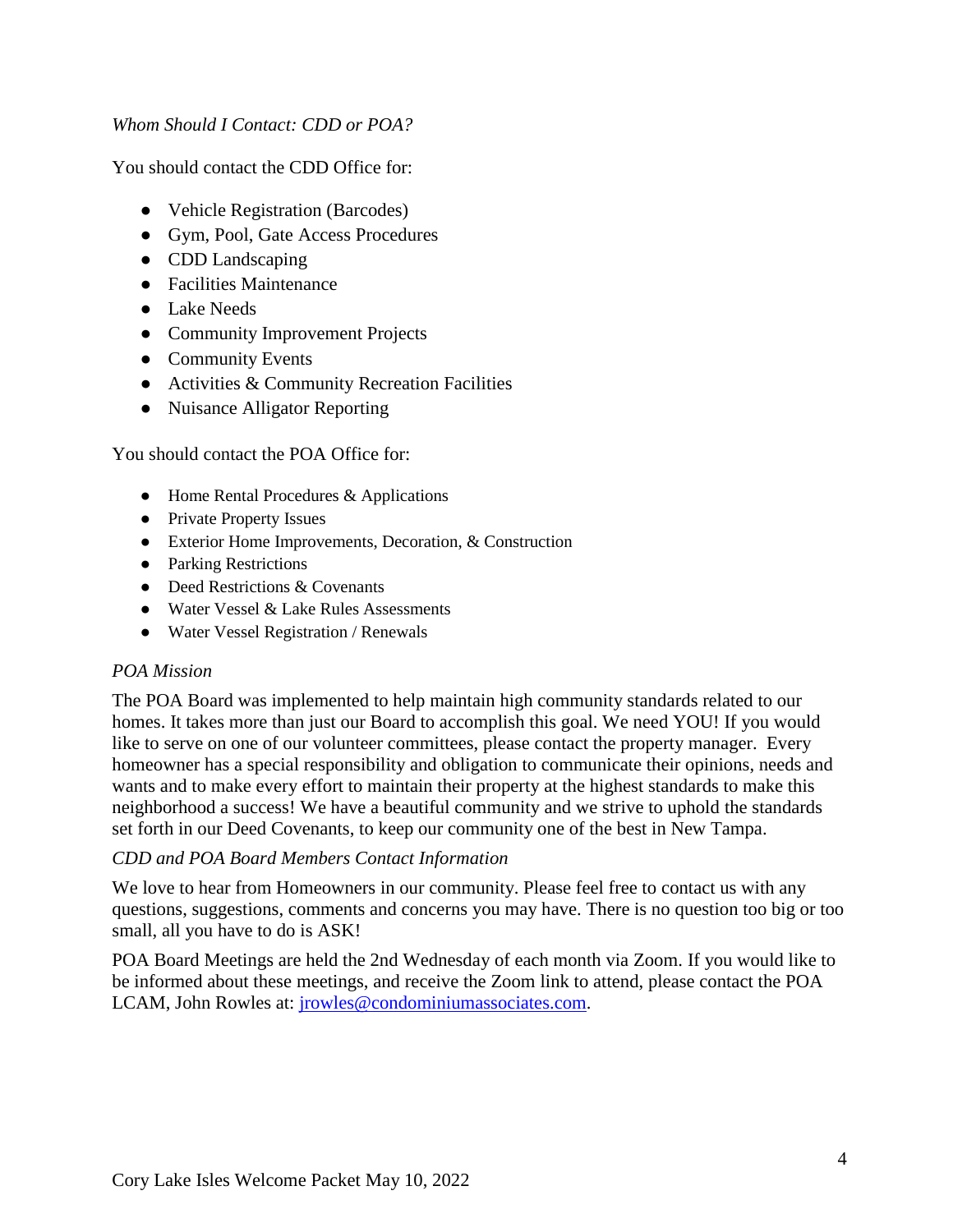*Whom Should I Contact: CDD or POA?*

You should contact the CDD Office for:

- Vehicle Registration (Barcodes)
- Gym, Pool, Gate Access Procedures
- CDD Landscaping
- Facilities Maintenance
- Lake Needs
- Community Improvement Projects
- Community Events
- Activities & Community Recreation Facilities
- Nuisance Alligator Reporting

You should contact the POA Office for:

- Home Rental Procedures & Applications
- Private Property Issues
- Exterior Home Improvements, Decoration, & Construction
- Parking Restrictions
- Deed Restrictions & Covenants
- Water Vessel & Lake Rules Assessments
- Water Vessel Registration / Renewals

*POA Mission*

The POA Board was implemented to help maintain high community standards related to our homes. It takes more than just our Board to accomplish this goal. We need YOU! If you would like to serve on one of our volunteer committees, please contact the property manager. Every homeowner has a special responsibility and obligation to communicate their opinions, needs and wants and to make every effort to maintain their property at the highest standards to make this neighborhood a success! We have a beautiful community and we strive to uphold the standards set forth in our Deed Covenants, to keep our community one of the best in New Tampa.

*CDD and POA Board Members Contact Information*

We love to hear from Homeowners in our community. Please feel free to contact us with any questions, suggestions, comments and concerns you may have. There is no question too big or too small, all you have to do is ASK!

POA Board Meetings are held the 2nd Wednesday of each month via Zoom. If you would like to be informed about these meetings, and receive the Zoom link to attend, please contact the POA LCAM, John Rowles at: jrowles@condominiumassociates.com.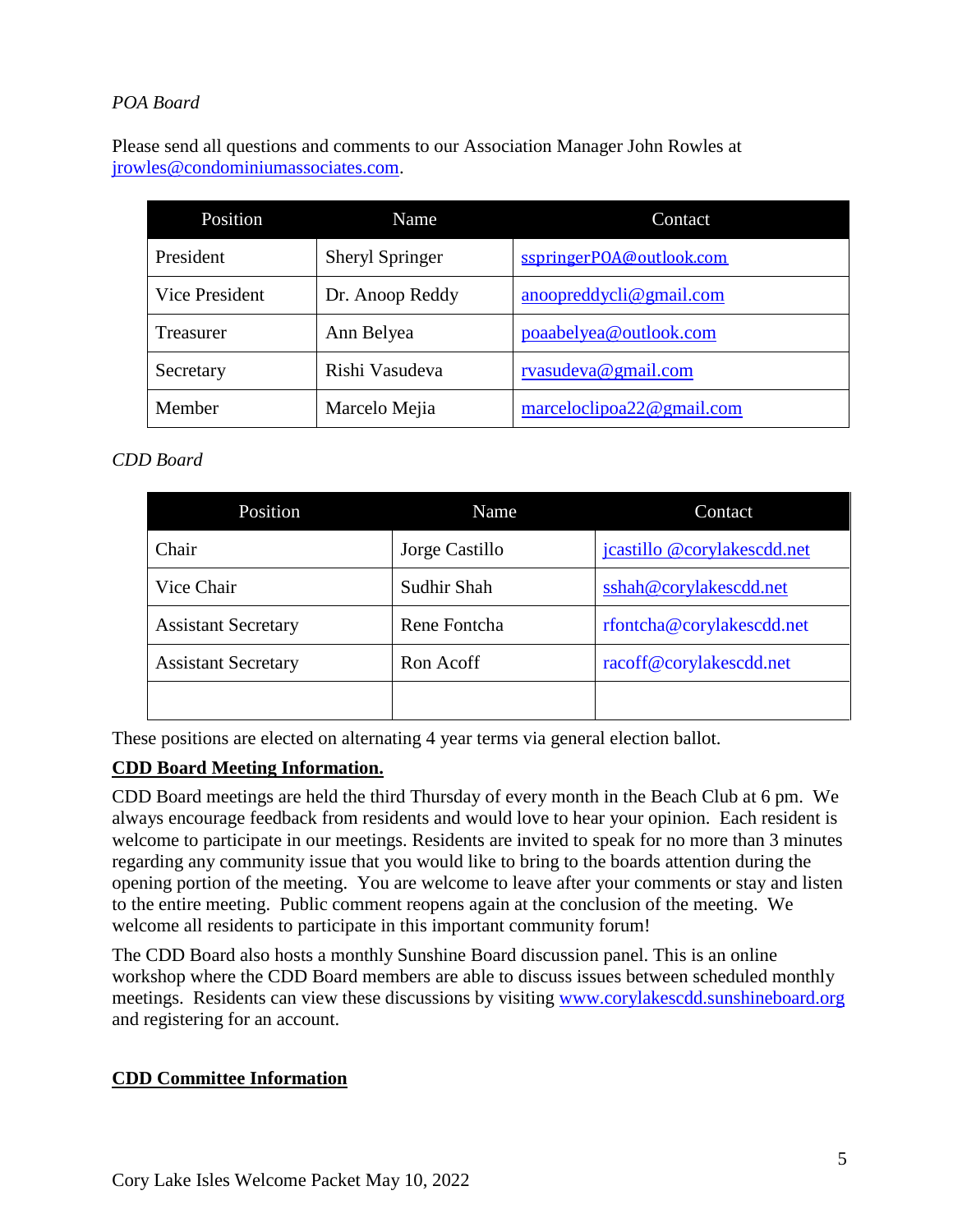*POA Board*

Please send all questions and comments to our Association Manager John Rowles at jrowles@condominiumassociates.com.

| Position | Name | Contact |
| --- | --- | --- |
| President | Sheryl Springer | sspringerPOA@outlook.com |
| Vice President | Dr. Anoop Reddy | anoopreddycli@gmail.com |
| Treasurer | Ann Belyea | poaabelyea@outlook.com |
| Secretary | Rishi Vasudeva | rvasudeva@gmail.com |
| Member | Marcelo Mejia | marceloclipoa22@gmail.com |

*CDD Board*

| Position | Name | Contact |
| --- | --- | --- |
| Chair | Jorge Castillo | jcastillo @corylakescdd.net |
| Vice Chair | Sudhir Shah | sshah@corylakescdd.net |
| Assistant Secretary | Rene Fontcha | rfontcha@corylakescdd.net |
| Assistant Secretary | Ron Acoff | racoff@corylakescdd.net |
| | | |

These positions are elected on alternating 4 year terms via general election ballot.

**CDD Board Meeting Information.**

CDD Board meetings are held the third Thursday of every month in the Beach Club at 6 pm. We always encourage feedback from residents and would love to hear your opinion. Each resident is welcome to participate in our meetings. Residents are invited to speak for no more than 3 minutes regarding any community issue that you would like to bring to the boards attention during the opening portion of the meeting. You are welcome to leave after your comments or stay and listen to the entire meeting. Public comment reopens again at the conclusion of the meeting. We welcome all residents to participate in this important community forum!

The CDD Board also hosts a monthly Sunshine Board discussion panel. This is an online workshop where the CDD Board members are able to discuss issues between scheduled monthly meetings. Residents can view these discussions by visiting www.corylakescdd.sunshineboard.org and registering for an account.

**CDD Committee Information**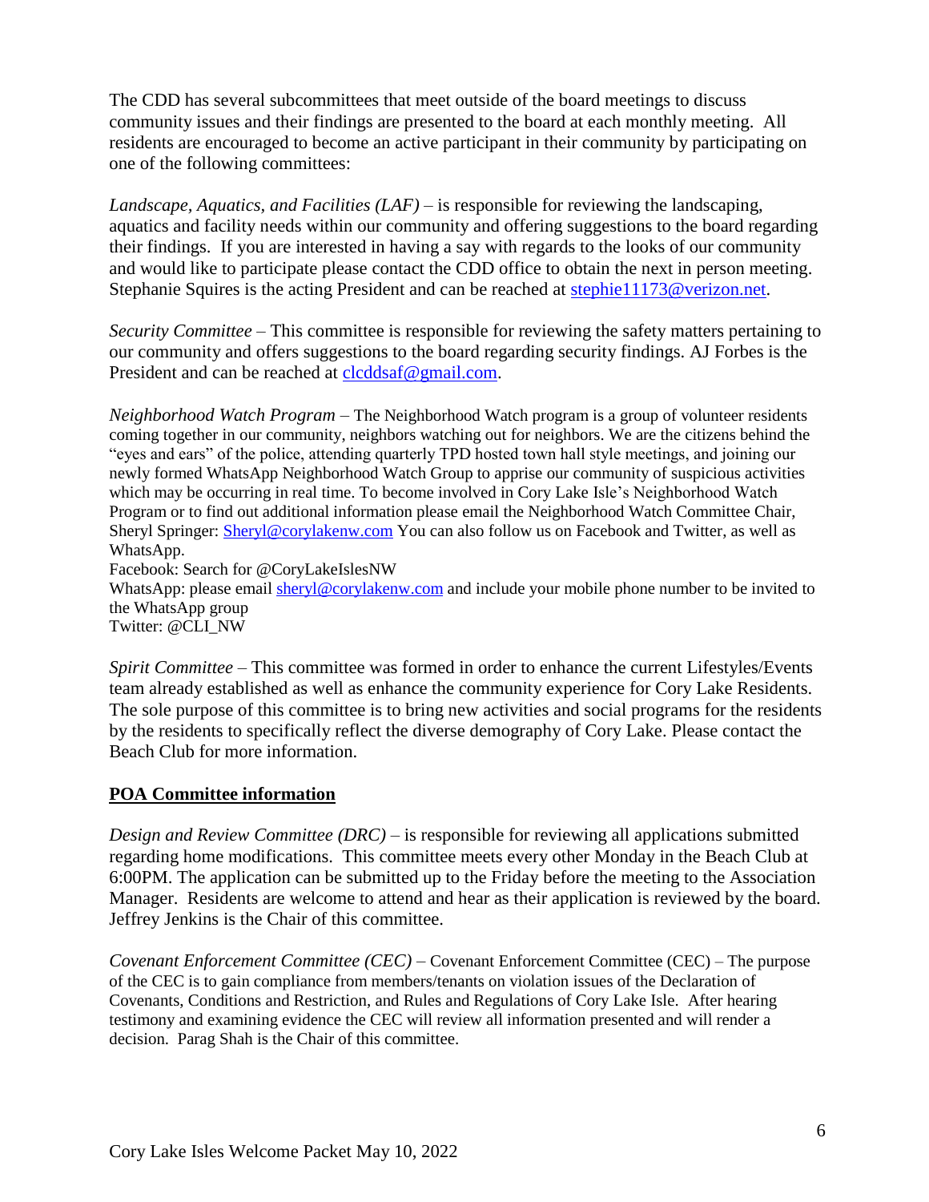The CDD has several subcommittees that meet outside of the board meetings to discuss community issues and their findings are presented to the board at each monthly meeting. All residents are encouraged to become an active participant in their community by participating on one of the following committees:

*Landscape, Aquatics, and Facilities (LAF)* – is responsible for reviewing the landscaping, aquatics and facility needs within our community and offering suggestions to the board regarding their findings. If you are interested in having a say with regards to the looks of our community and would like to participate please contact the CDD office to obtain the next in person meeting. Stephanie Squires is the acting President and can be reached at stephie11173@verizon.net.

*Security Committee* – This committee is responsible for reviewing the safety matters pertaining to our community and offers suggestions to the board regarding security findings. AJ Forbes is the President and can be reached at clcddsaf@gmail.com.

*Neighborhood Watch Program* – The Neighborhood Watch program is a group of volunteer residents coming together in our community, neighbors watching out for neighbors. We are the citizens behind the "eyes and ears" of the police, attending quarterly TPD hosted town hall style meetings, and joining our newly formed WhatsApp Neighborhood Watch Group to apprise our community of suspicious activities which may be occurring in real time. To become involved in Cory Lake Isle's Neighborhood Watch Program or to find out additional information please email the Neighborhood Watch Committee Chair, Sheryl Springer: Sheryl@corylakenw.com You can also follow us on Facebook and Twitter, as well as WhatsApp.
Facebook: Search for @CoryLakeIslesNW
WhatsApp: please email sheryl@corylakenw.com and include your mobile phone number to be invited to the WhatsApp group
Twitter: @CLI_NW

*Spirit Committee* – This committee was formed in order to enhance the current Lifestyles/Events team already established as well as enhance the community experience for Cory Lake Residents. The sole purpose of this committee is to bring new activities and social programs for the residents by the residents to specifically reflect the diverse demography of Cory Lake. Please contact the Beach Club for more information.

**POA Committee information**

*Design and Review Committee (DRC)* – is responsible for reviewing all applications submitted regarding home modifications. This committee meets every other Monday in the Beach Club at 6:00PM. The application can be submitted up to the Friday before the meeting to the Association Manager. Residents are welcome to attend and hear as their application is reviewed by the board. Jeffrey Jenkins is the Chair of this committee.

*Covenant Enforcement Committee (CEC)* – Covenant Enforcement Committee (CEC) – The purpose of the CEC is to gain compliance from members/tenants on violation issues of the Declaration of Covenants, Conditions and Restriction, and Rules and Regulations of Cory Lake Isle. After hearing testimony and examining evidence the CEC will review all information presented and will render a decision. Parag Shah is the Chair of this committee.

Cory Lake Isles Welcome Packet May 10, 2022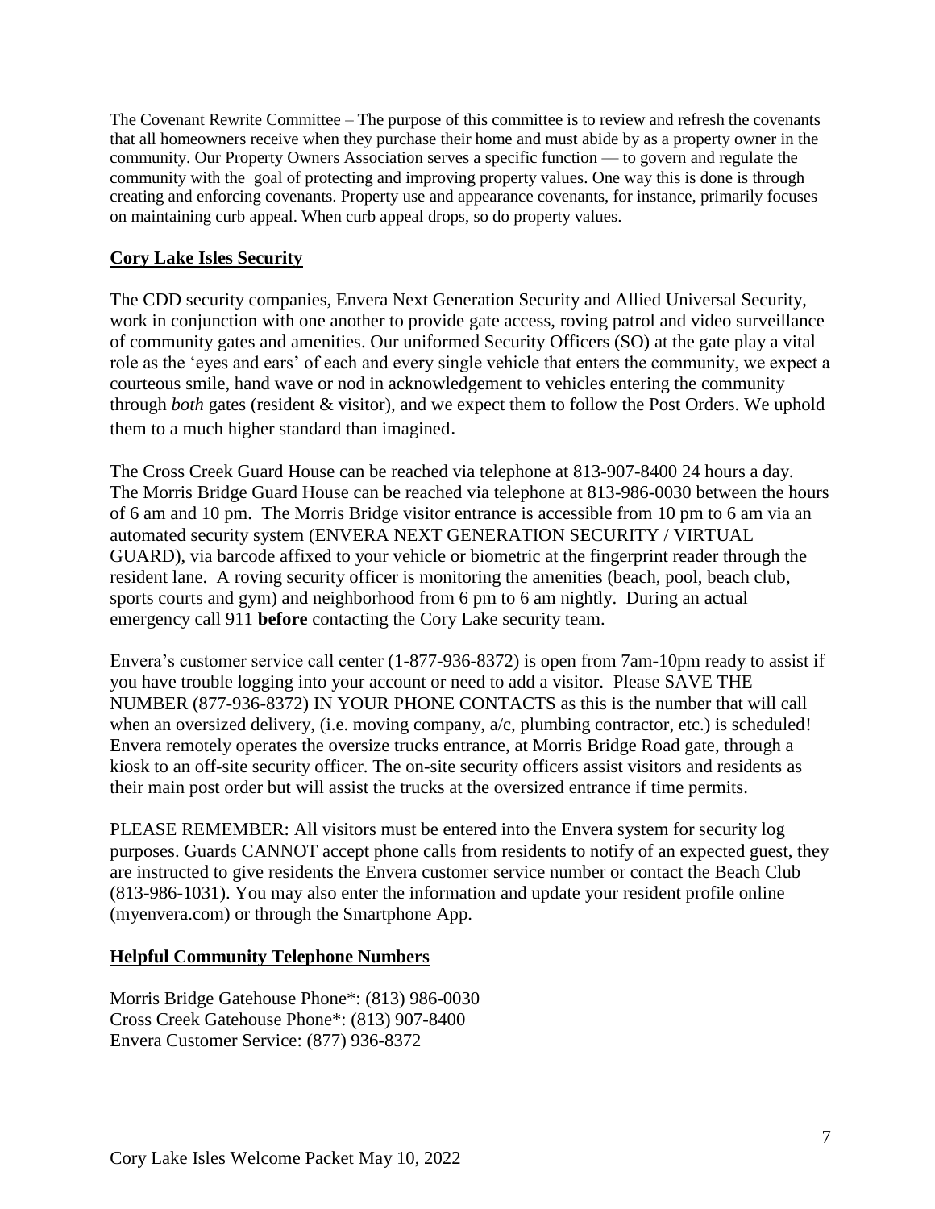The Covenant Rewrite Committee – The purpose of this committee is to review and refresh the covenants that all homeowners receive when they purchase their home and must abide by as a property owner in the community. Our Property Owners Association serves a specific function — to govern and regulate the community with the goal of protecting and improving property values. One way this is done is through creating and enforcing covenants. Property use and appearance covenants, for instance, primarily focuses on maintaining curb appeal. When curb appeal drops, so do property values.

## Cory Lake Isles Security

The CDD security companies, Envera Next Generation Security and Allied Universal Security, work in conjunction with one another to provide gate access, roving patrol and video surveillance of community gates and amenities. Our uniformed Security Officers (SO) at the gate play a vital role as the 'eyes and ears' of each and every single vehicle that enters the community, we expect a courteous smile, hand wave or nod in acknowledgement to vehicles entering the community through *both* gates (resident & visitor), and we expect them to follow the Post Orders. We uphold them to a much higher standard than imagined.

The Cross Creek Guard House can be reached via telephone at 813-907-8400 24 hours a day. The Morris Bridge Guard House can be reached via telephone at 813-986-0030 between the hours of 6 am and 10 pm. The Morris Bridge visitor entrance is accessible from 10 pm to 6 am via an automated security system (ENVERA NEXT GENERATION SECURITY / VIRTUAL GUARD), via barcode affixed to your vehicle or biometric at the fingerprint reader through the resident lane. A roving security officer is monitoring the amenities (beach, pool, beach club, sports courts and gym) and neighborhood from 6 pm to 6 am nightly. During an actual emergency call 911 **before** contacting the Cory Lake security team.

Envera's customer service call center (1-877-936-8372) is open from 7am-10pm ready to assist if you have trouble logging into your account or need to add a visitor. Please SAVE THE NUMBER (877-936-8372) IN YOUR PHONE CONTACTS as this is the number that will call when an oversized delivery, (i.e. moving company, a/c, plumbing contractor, etc.) is scheduled! Envera remotely operates the oversize trucks entrance, at Morris Bridge Road gate, through a kiosk to an off-site security officer. The on-site security officers assist visitors and residents as their main post order but will assist the trucks at the oversized entrance if time permits.

PLEASE REMEMBER: All visitors must be entered into the Envera system for security log purposes. Guards CANNOT accept phone calls from residents to notify of an expected guest, they are instructed to give residents the Envera customer service number or contact the Beach Club (813-986-1031). You may also enter the information and update your resident profile online (myenvera.com) or through the Smartphone App.

## Helpful Community Telephone Numbers

Morris Bridge Gatehouse Phone*: (813) 986-0030
Cross Creek Gatehouse Phone*: (813) 907-8400
Envera Customer Service: (877) 936-8372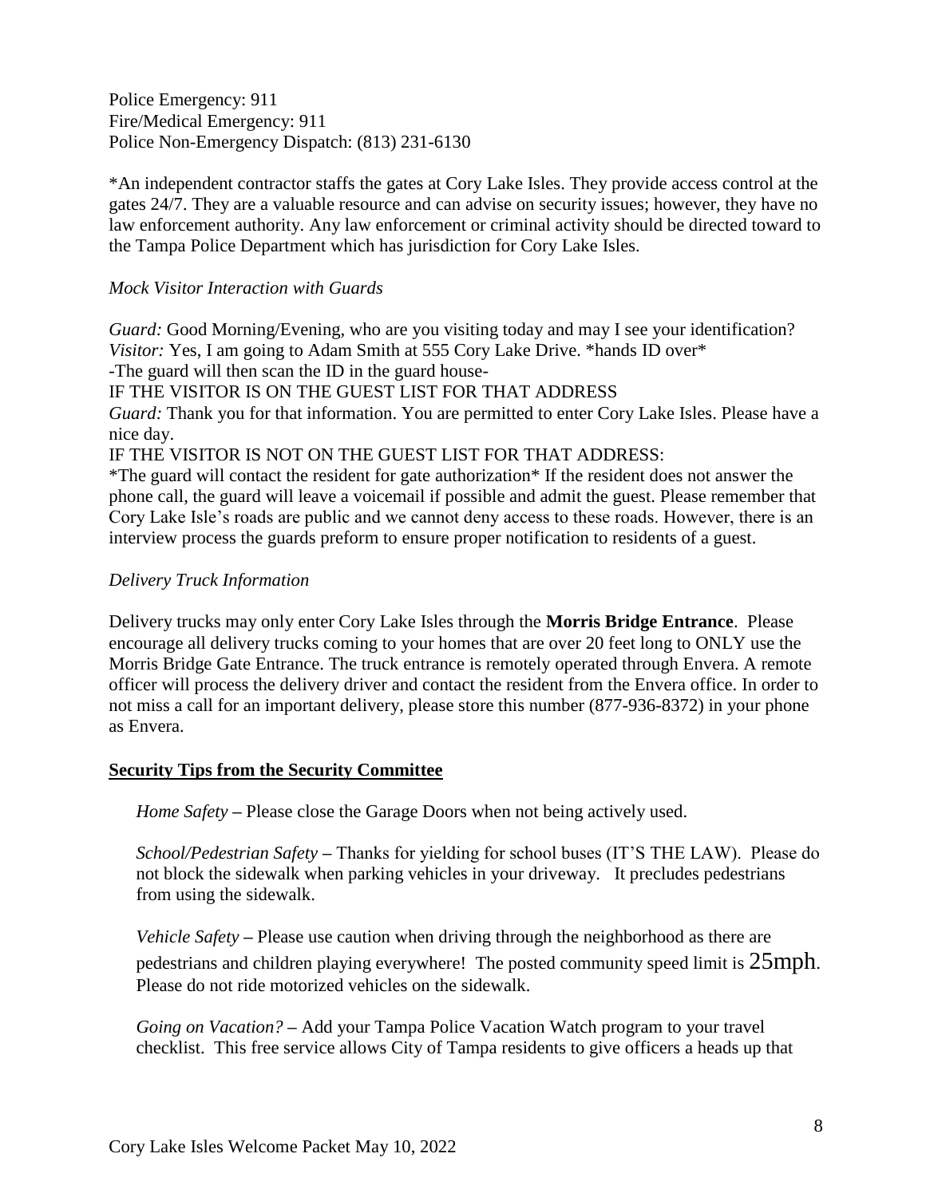Police Emergency: 911
Fire/Medical Emergency: 911
Police Non-Emergency Dispatch: (813) 231-6130

*An independent contractor staffs the gates at Cory Lake Isles. They provide access control at the gates 24/7. They are a valuable resource and can advise on security issues; however, they have no law enforcement authority. Any law enforcement or criminal activity should be directed toward to the Tampa Police Department which has jurisdiction for Cory Lake Isles.

*Mock Visitor Interaction with Guards*

*Guard:* Good Morning/Evening, who are you visiting today and may I see your identification?
*Visitor:* Yes, I am going to Adam Smith at 555 Cory Lake Drive. *hands ID over*
-The guard will then scan the ID in the guard house-
IF THE VISITOR IS ON THE GUEST LIST FOR THAT ADDRESS
*Guard:* Thank you for that information. You are permitted to enter Cory Lake Isles. Please have a nice day.
IF THE VISITOR IS NOT ON THE GUEST LIST FOR THAT ADDRESS:
*The guard will contact the resident for gate authorization* If the resident does not answer the phone call, the guard will leave a voicemail if possible and admit the guest. Please remember that Cory Lake Isle's roads are public and we cannot deny access to these roads. However, there is an interview process the guards preform to ensure proper notification to residents of a guest.

*Delivery Truck Information*

Delivery trucks may only enter Cory Lake Isles through the **Morris Bridge Entrance**. Please encourage all delivery trucks coming to your homes that are over 20 feet long to ONLY use the Morris Bridge Gate Entrance. The truck entrance is remotely operated through Envera. A remote officer will process the delivery driver and contact the resident from the Envera office. In order to not miss a call for an important delivery, please store this number (877-936-8372) in your phone as Envera.

## Security Tips from the Security Committee

*Home Safety* – Please close the Garage Doors when not being actively used.

*School/Pedestrian Safety* – Thanks for yielding for school buses (IT'S THE LAW). Please do not block the sidewalk when parking vehicles in your driveway. It precludes pedestrians from using the sidewalk.

*Vehicle Safety* – Please use caution when driving through the neighborhood as there are pedestrians and children playing everywhere! The posted community speed limit is 25mph. Please do not ride motorized vehicles on the sidewalk.

*Going on Vacation?* – Add your Tampa Police Vacation Watch program to your travel checklist. This free service allows City of Tampa residents to give officers a heads up that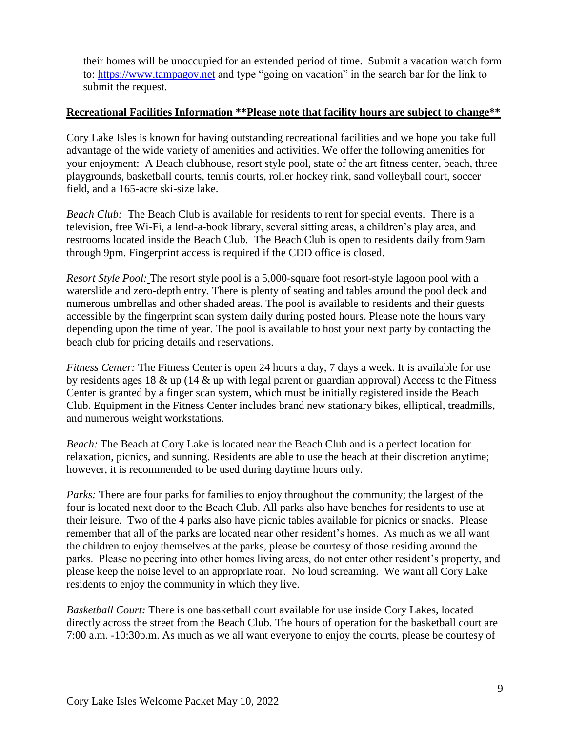their homes will be unoccupied for an extended period of time. Submit a vacation watch form to: [https://www.tampagov.net](https://www.tampagov.net) and type "going on vacation" in the search bar for the link to submit the request.

## **Recreational Facilities Information \*\*Please note that facility hours are subject to change\*\***

Cory Lake Isles is known for having outstanding recreational facilities and we hope you take full advantage of the wide variety of amenities and activities. We offer the following amenities for your enjoyment: A Beach clubhouse, resort style pool, state of the art fitness center, beach, three playgrounds, basketball courts, tennis courts, roller hockey rink, sand volleyball court, soccer field, and a 165-acre ski-size lake.

*Beach Club:* The Beach Club is available for residents to rent for special events. There is a television, free Wi-Fi, a lend-a-book library, several sitting areas, a children's play area, and restrooms located inside the Beach Club. The Beach Club is open to residents daily from 9am through 9pm. Fingerprint access is required if the CDD office is closed.

*Resort Style Pool:* The resort style pool is a 5,000-square foot resort-style lagoon pool with a waterslide and zero-depth entry. There is plenty of seating and tables around the pool deck and numerous umbrellas and other shaded areas. The pool is available to residents and their guests accessible by the fingerprint scan system daily during posted hours. Please note the hours vary depending upon the time of year. The pool is available to host your next party by contacting the beach club for pricing details and reservations.

*Fitness Center:* The Fitness Center is open 24 hours a day, 7 days a week. It is available for use by residents ages 18 & up (14 & up with legal parent or guardian approval) Access to the Fitness Center is granted by a finger scan system, which must be initially registered inside the Beach Club. Equipment in the Fitness Center includes brand new stationary bikes, elliptical, treadmills, and numerous weight workstations.

*Beach:* The Beach at Cory Lake is located near the Beach Club and is a perfect location for relaxation, picnics, and sunning. Residents are able to use the beach at their discretion anytime; however, it is recommended to be used during daytime hours only.

*Parks:* There are four parks for families to enjoy throughout the community; the largest of the four is located next door to the Beach Club. All parks also have benches for residents to use at their leisure. Two of the 4 parks also have picnic tables available for picnics or snacks. Please remember that all of the parks are located near other resident's homes. As much as we all want the children to enjoy themselves at the parks, please be courtesy of those residing around the parks. Please no peering into other homes living areas, do not enter other resident's property, and please keep the noise level to an appropriate roar. No loud screaming. We want all Cory Lake residents to enjoy the community in which they live.

*Basketball Court:* There is one basketball court available for use inside Cory Lakes, located directly across the street from the Beach Club. The hours of operation for the basketball court are 7:00 a.m. -10:30p.m. As much as we all want everyone to enjoy the courts, please be courtesy of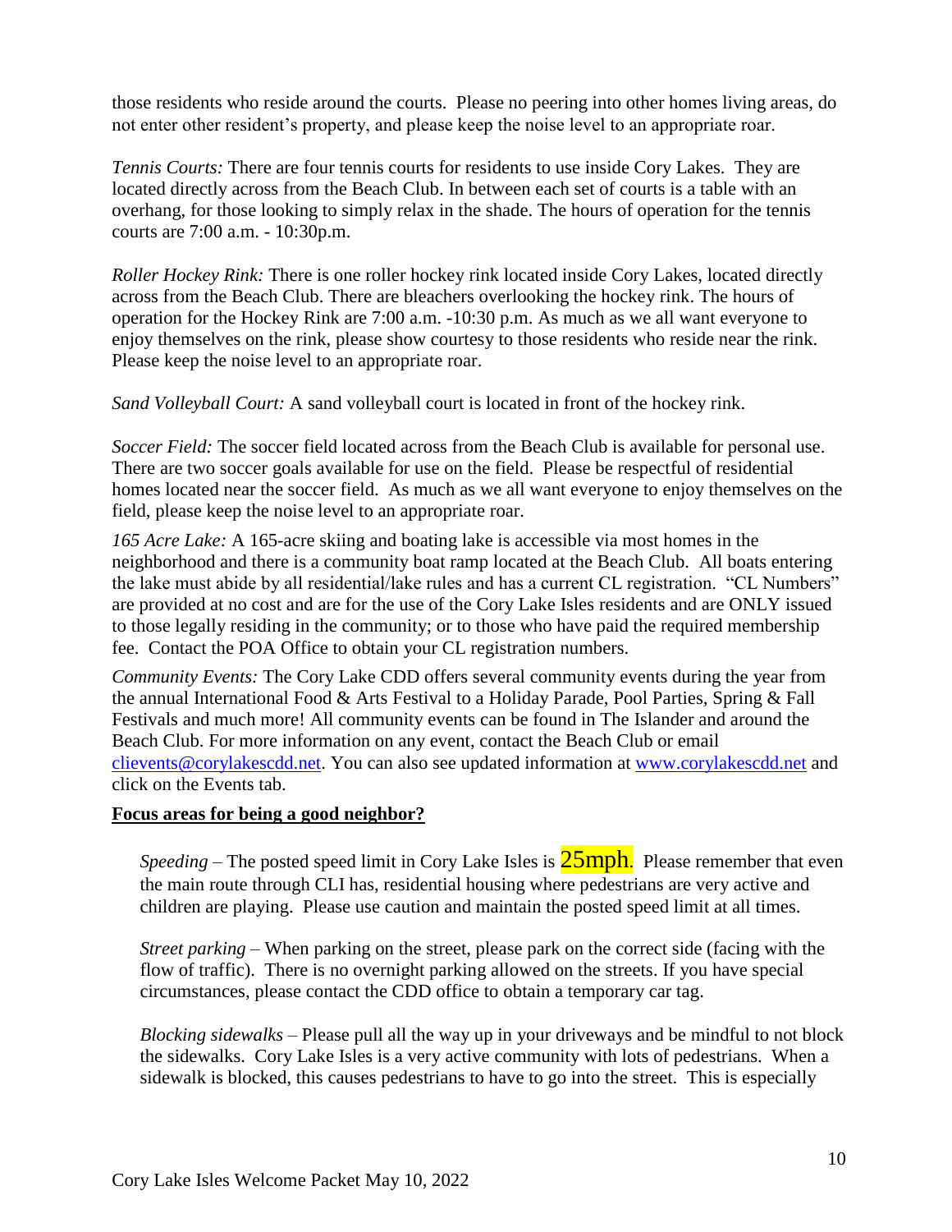those residents who reside around the courts. Please no peering into other homes living areas, do not enter other resident's property, and please keep the noise level to an appropriate roar.

*Tennis Courts:* There are four tennis courts for residents to use inside Cory Lakes. They are located directly across from the Beach Club. In between each set of courts is a table with an overhang, for those looking to simply relax in the shade. The hours of operation for the tennis courts are 7:00 a.m. - 10:30p.m.

*Roller Hockey Rink:* There is one roller hockey rink located inside Cory Lakes, located directly across from the Beach Club. There are bleachers overlooking the hockey rink. The hours of operation for the Hockey Rink are 7:00 a.m. -10:30 p.m. As much as we all want everyone to enjoy themselves on the rink, please show courtesy to those residents who reside near the rink. Please keep the noise level to an appropriate roar.

*Sand Volleyball Court:* A sand volleyball court is located in front of the hockey rink.

*Soccer Field:* The soccer field located across from the Beach Club is available for personal use. There are two soccer goals available for use on the field. Please be respectful of residential homes located near the soccer field. As much as we all want everyone to enjoy themselves on the field, please keep the noise level to an appropriate roar.

*165 Acre Lake:* A 165-acre skiing and boating lake is accessible via most homes in the neighborhood and there is a community boat ramp located at the Beach Club. All boats entering the lake must abide by all residential/lake rules and has a current CL registration. "CL Numbers" are provided at no cost and are for the use of the Cory Lake Isles residents and are ONLY issued to those legally residing in the community; or to those who have paid the required membership fee. Contact the POA Office to obtain your CL registration numbers.

*Community Events:* The Cory Lake CDD offers several community events during the year from the annual International Food & Arts Festival to a Holiday Parade, Pool Parties, Spring & Fall Festivals and much more! All community events can be found in The Islander and around the Beach Club. For more information on any event, contact the Beach Club or email clievents@corylakescdd.net. You can also see updated information at www.corylakescdd.net and click on the Events tab.

**Focus areas for being a good neighbor?**

*Speeding* – The posted speed limit in Cory Lake Isles is 25mph. Please remember that even the main route through CLI has, residential housing where pedestrians are very active and children are playing. Please use caution and maintain the posted speed limit at all times.

*Street parking* – When parking on the street, please park on the correct side (facing with the flow of traffic). There is no overnight parking allowed on the streets. If you have special circumstances, please contact the CDD office to obtain a temporary car tag.

*Blocking sidewalks* – Please pull all the way up in your driveways and be mindful to not block the sidewalks. Cory Lake Isles is a very active community with lots of pedestrians. When a sidewalk is blocked, this causes pedestrians to have to go into the street. This is especially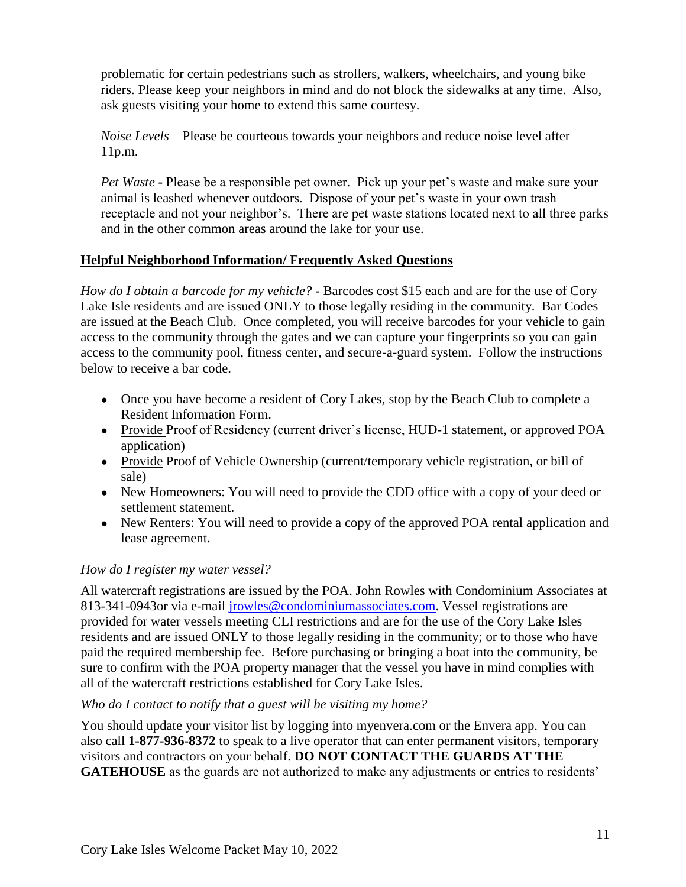problematic for certain pedestrians such as strollers, walkers, wheelchairs, and young bike riders. Please keep your neighbors in mind and do not block the sidewalks at any time. Also, ask guests visiting your home to extend this same courtesy.

*Noise Levels* – Please be courteous towards your neighbors and reduce noise level after 11p.m.

*Pet Waste* - Please be a responsible pet owner. Pick up your pet's waste and make sure your animal is leashed whenever outdoors. Dispose of your pet's waste in your own trash receptacle and not your neighbor's. There are pet waste stations located next to all three parks and in the other common areas around the lake for your use.

## Helpful Neighborhood Information/ Frequently Asked Questions

*How do I obtain a barcode for my vehicle?* - Barcodes cost $15 each and are for the use of Cory Lake Isle residents and are issued ONLY to those legally residing in the community. Bar Codes are issued at the Beach Club. Once completed, you will receive barcodes for your vehicle to gain access to the community through the gates and we can capture your fingerprints so you can gain access to the community pool, fitness center, and secure-a-guard system. Follow the instructions below to receive a bar code.

- Once you have become a resident of Cory Lakes, stop by the Beach Club to complete a Resident Information Form.
- Provide Proof of Residency (current driver's license, HUD-1 statement, or approved POA application)
- Provide Proof of Vehicle Ownership (current/temporary vehicle registration, or bill of sale)
- New Homeowners: You will need to provide the CDD office with a copy of your deed or settlement statement.
- New Renters: You will need to provide a copy of the approved POA rental application and lease agreement.

*How do I register my water vessel?*

All watercraft registrations are issued by the POA. John Rowles with Condominium Associates at 813-341-0943or via e-mail jrowles@condominiumassociates.com. Vessel registrations are provided for water vessels meeting CLI restrictions and are for the use of the Cory Lake Isles residents and are issued ONLY to those legally residing in the community; or to those who have paid the required membership fee. Before purchasing or bringing a boat into the community, be sure to confirm with the POA property manager that the vessel you have in mind complies with all of the watercraft restrictions established for Cory Lake Isles.

*Who do I contact to notify that a guest will be visiting my home?*

You should update your visitor list by logging into myenvera.com or the Envera app. You can also call **1-877-936-8372** to speak to a live operator that can enter permanent visitors, temporary visitors and contractors on your behalf. **DO NOT CONTACT THE GUARDS AT THE GATEHOUSE** as the guards are not authorized to make any adjustments or entries to residents'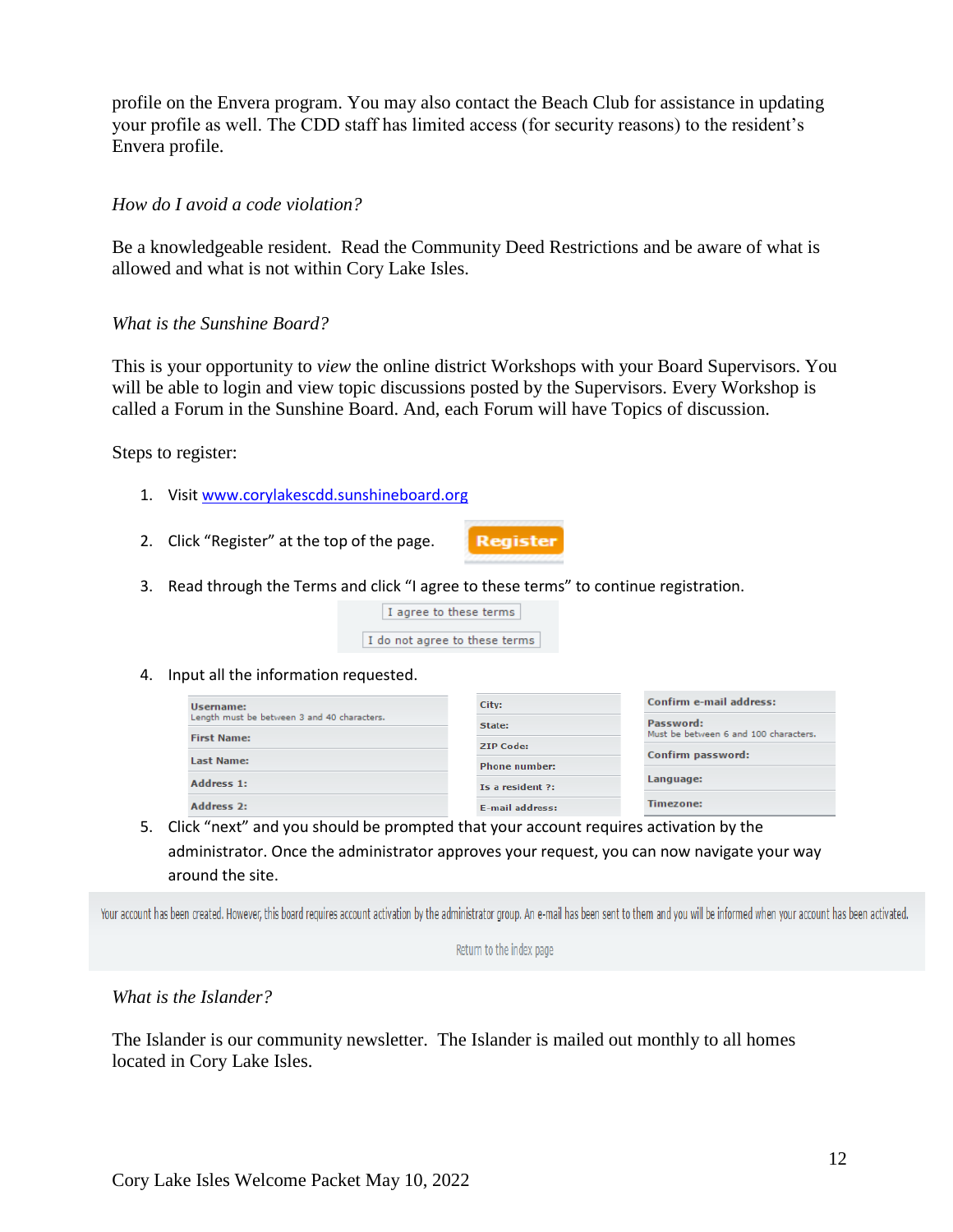profile on the Envera program. You may also contact the Beach Club for assistance in updating your profile as well. The CDD staff has limited access (for security reasons) to the resident's Envera profile.

*How do I avoid a code violation?*

Be a knowledgeable resident. Read the Community Deed Restrictions and be aware of what is allowed and what is not within Cory Lake Isles.

*What is the Sunshine Board?*

This is your opportunity to *view* the online district Workshops with your Board Supervisors. You will be able to login and view topic discussions posted by the Supervisors. Every Workshop is called a Forum in the Sunshine Board. And, each Forum will have Topics of discussion.

Steps to register:

1. Visit [www.corylakescdd.sunshineboard.org](www.corylakescdd.sunshineboard.org)
2. Click "Register" at the top of the page. **Register**
3. Read through the Terms and click "I agree to these terms" to continue registration.

   I agree to these terms

   I do not agree to these terms

4. Input all the information requested.

   | | | |
   |---|---|---|
   | **Username:** Length must be between 3 and 40 characters. | **City:** | **Confirm e-mail address:** |
   | **First Name:** | **State:** | **Password:** Must be between 6 and 100 characters. |
   | **Last Name:** | **ZIP Code:** | **Confirm password:** |
   | **Address 1:** | **Phone number:** | **Language:** |
   | **Address 2:** | **Is a resident ?:** | **Timezone:** |
   | | **E-mail address:** | |

5. Click "next" and you should be prompted that your account requires activation by the administrator. Once the administrator approves your request, you can now navigate your way around the site.

Your account has been created. However, this board requires account activation by the administrator group. An e-mail has been sent to them and you will be informed when your account has been activated.

Return to the index page

*What is the Islander?*

The Islander is our community newsletter. The Islander is mailed out monthly to all homes located in Cory Lake Isles.

Cory Lake Isles Welcome Packet May 10, 2022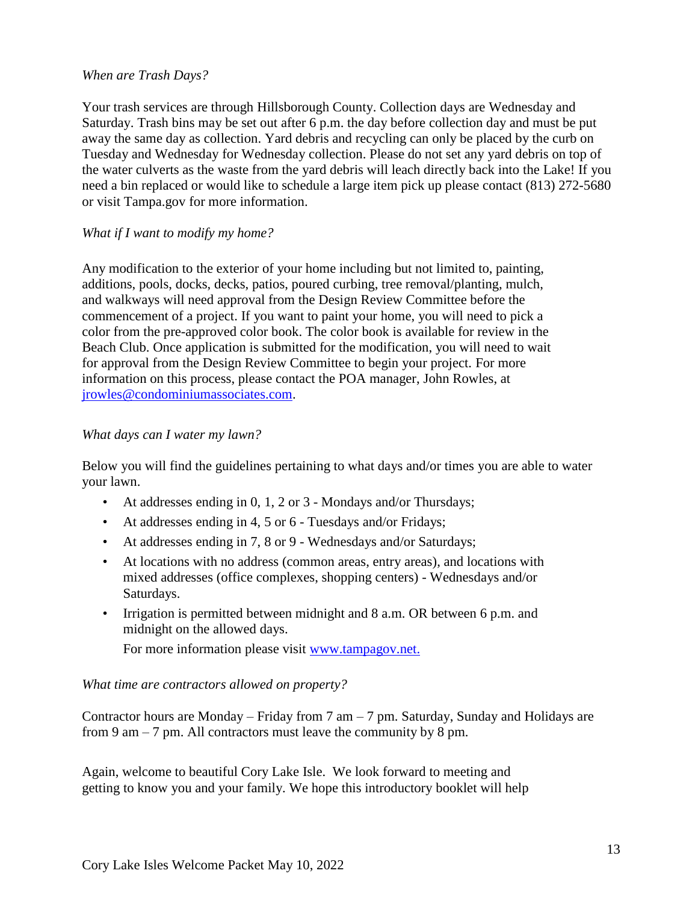*When are Trash Days?*

Your trash services are through Hillsborough County. Collection days are Wednesday and Saturday. Trash bins may be set out after 6 p.m. the day before collection day and must be put away the same day as collection. Yard debris and recycling can only be placed by the curb on Tuesday and Wednesday for Wednesday collection. Please do not set any yard debris on top of the water culverts as the waste from the yard debris will leach directly back into the Lake! If you need a bin replaced or would like to schedule a large item pick up please contact (813) 272-5680 or visit Tampa.gov for more information.

*What if I want to modify my home?*

Any modification to the exterior of your home including but not limited to, painting, additions, pools, docks, decks, patios, poured curbing, tree removal/planting, mulch, and walkways will need approval from the Design Review Committee before the commencement of a project. If you want to paint your home, you will need to pick a color from the pre-approved color book. The color book is available for review in the Beach Club. Once application is submitted for the modification, you will need to wait for approval from the Design Review Committee to begin your project. For more information on this process, please contact the POA manager, John Rowles, at [jrowles@condominiumassociates.com](mailto:jrowles@condominiumassociates.com).

*What days can I water my lawn?*

Below you will find the guidelines pertaining to what days and/or times you are able to water your lawn.

- At addresses ending in 0, 1, 2 or 3 - Mondays and/or Thursdays;
- At addresses ending in 4, 5 or 6 - Tuesdays and/or Fridays;
- At addresses ending in 7, 8 or 9 - Wednesdays and/or Saturdays;
- At locations with no address (common areas, entry areas), and locations with mixed addresses (office complexes, shopping centers) - Wednesdays and/or Saturdays.
- Irrigation is permitted between midnight and 8 a.m. OR between 6 p.m. and midnight on the allowed days.

  For more information please visit [www.tampagov.net.](http://www.tampagov.net)

*What time are contractors allowed on property?*

Contractor hours are Monday – Friday from 7 am – 7 pm. Saturday, Sunday and Holidays are from 9 am – 7 pm. All contractors must leave the community by 8 pm.

Again, welcome to beautiful Cory Lake Isle. We look forward to meeting and getting to know you and your family. We hope this introductory booklet will help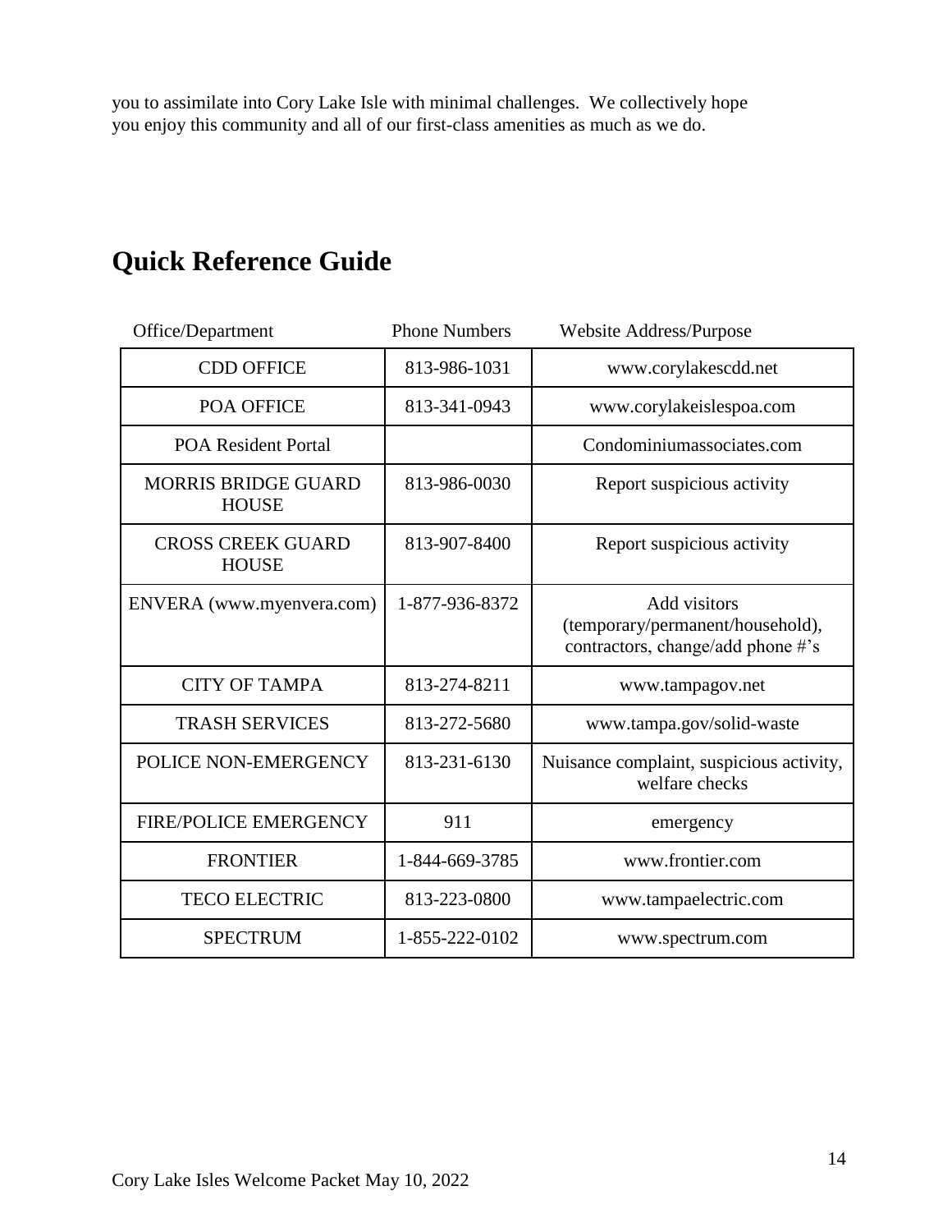you to assimilate into Cory Lake Isle with minimal challenges. We collectively hope you enjoy this community and all of our first-class amenities as much as we do.

## Quick Reference Guide

| Office/Department | Phone Numbers | Website Address/Purpose |
|---|---|---|
| CDD OFFICE | 813-986-1031 | www.corylakescdd.net |
| POA OFFICE | 813-341-0943 | www.corylakeislespoa.com |
| POA Resident Portal | | Condominiumassociates.com |
| MORRIS BRIDGE GUARD HOUSE | 813-986-0030 | Report suspicious activity |
| CROSS CREEK GUARD HOUSE | 813-907-8400 | Report suspicious activity |
| ENVERA (www.myenvera.com) | 1-877-936-8372 | Add visitors (temporary/permanent/household), contractors, change/add phone #'s |
| CITY OF TAMPA | 813-274-8211 | www.tampagov.net |
| TRASH SERVICES | 813-272-5680 | www.tampa.gov/solid-waste |
| POLICE NON-EMERGENCY | 813-231-6130 | Nuisance complaint, suspicious activity, welfare checks |
| FIRE/POLICE EMERGENCY | 911 | emergency |
| FRONTIER | 1-844-669-3785 | www.frontier.com |
| TECO ELECTRIC | 813-223-0800 | www.tampaelectric.com |
| SPECTRUM | 1-855-222-0102 | www.spectrum.com |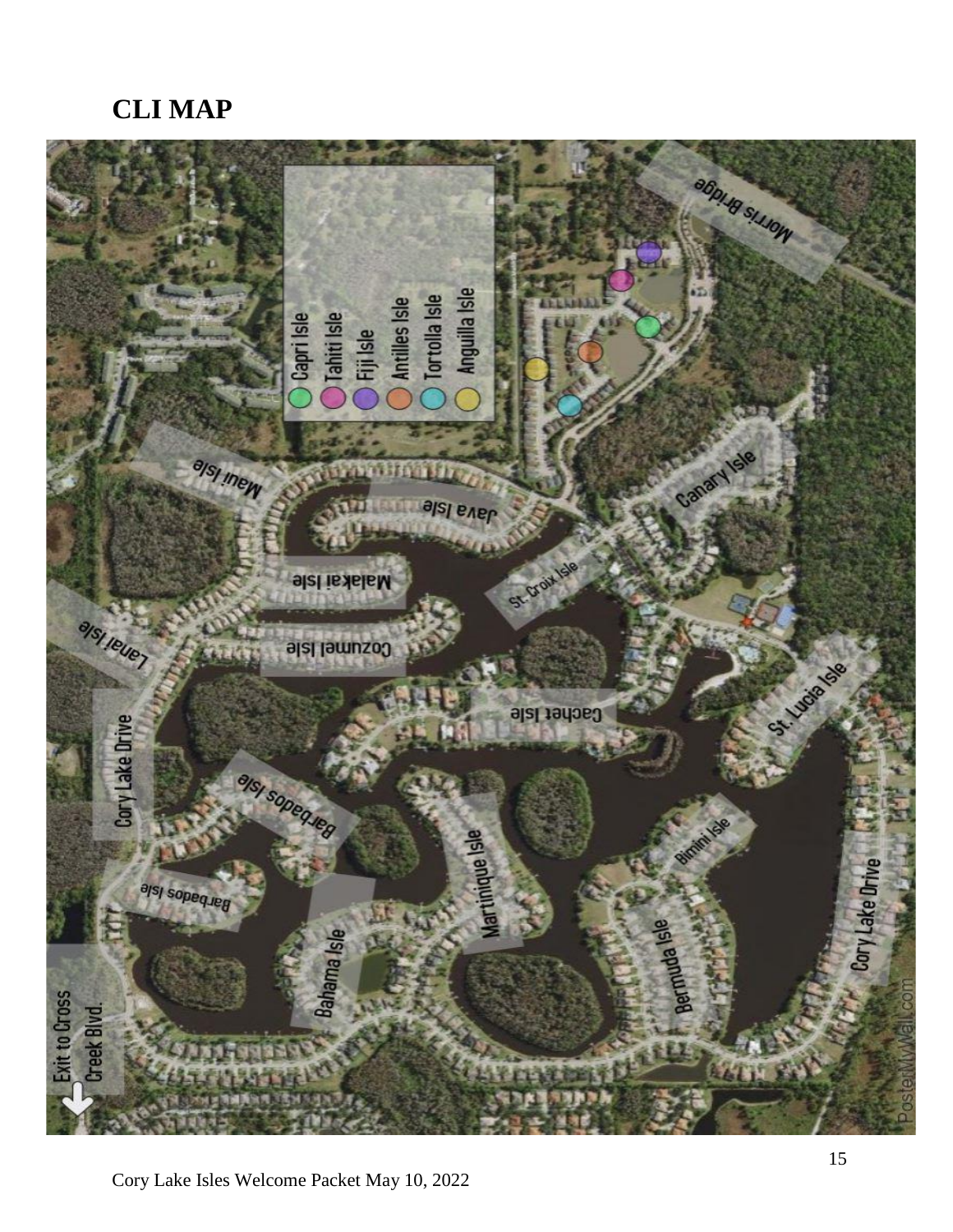# CLI MAP

Capri Isle
Tahiti Isle
Fiji Isle
Antilles Isle
Tortolla Isle
Anguilla Isle

Morris Bridge
Maui Isle
Java Isle
Canary Isle
Malakai Isle
St. Croix Isle
Lanai Isle
Cozumel Isle
St. Lucia Isle
Cachet Isle
Cory Lake Drive
Barbados Isle
Bimini Isle
Martinique Isle
Barbados Isle
Bahama Isle
Bermuda Isle
Cory Lake Drive
Exit to Cross Creek Blvd.

PosterMyWall.com